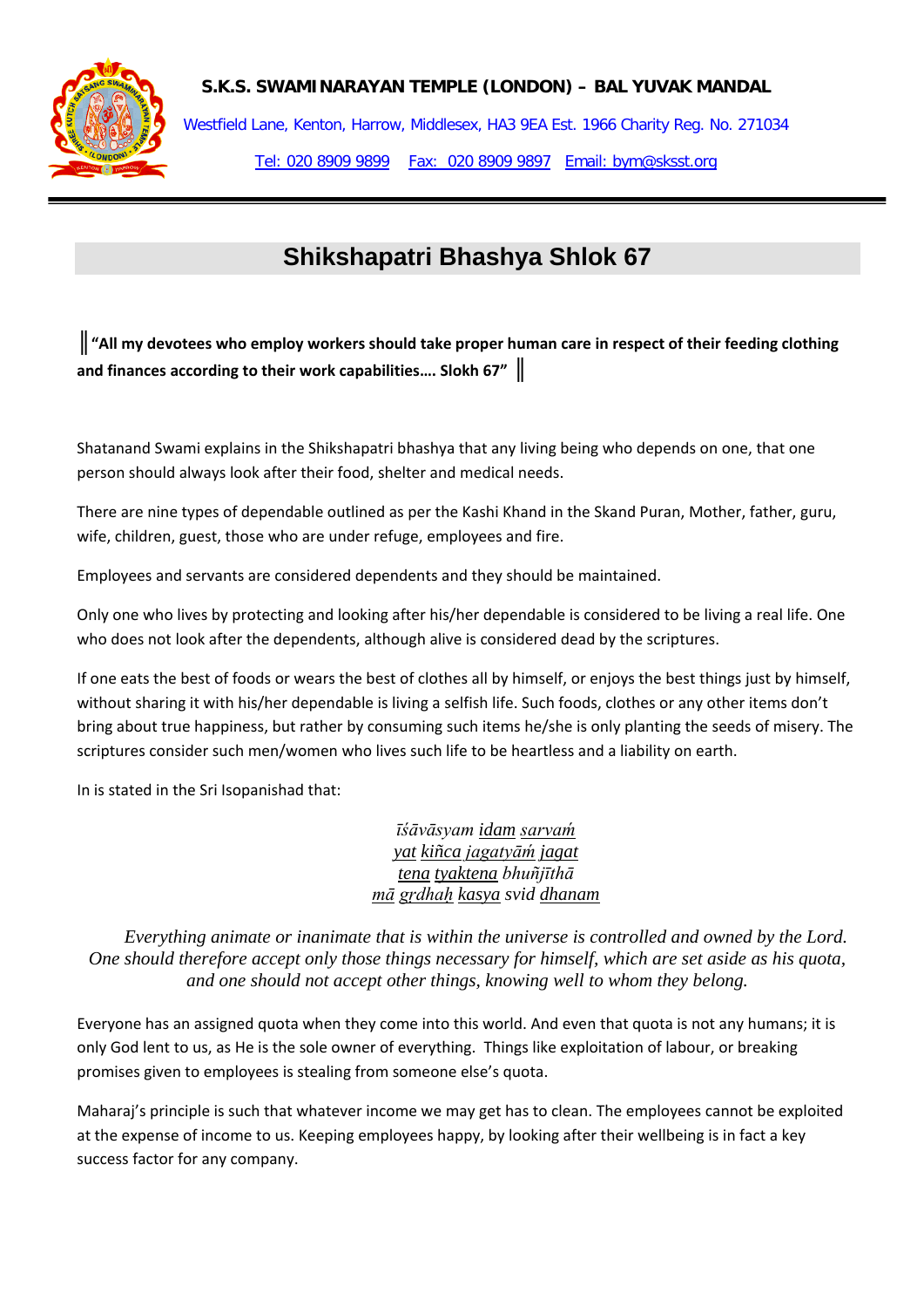**S.K.S. SWAMINARAYAN TEMPLE (LONDON) – BAL YUVAK MANDAL**

Westfield Lane, Kenton, Harrow, Middlesex, HA3 9EA Est. 1966 Charity Reg. No. 271034

Tel: 020 8909 9899 Fax: 020 8909 9897 Email: bym@sksst.org

# Shikshapatri Bhashya Shlok 67

║**"All my devotees who employ workers should take proper human care in respect of their feeding clothing and finances according to their work capabilities…. Slokh 67"** ║

Shatanand Swami explains in the Shikshapatri bhashya that any living being who depends on one, that one person should always look after their food, shelter and medical needs.

There are nine types of dependable outlined as per the Kashi Khand in the Skand Puran, Mother, father, guru, wife, children, guest, those who are under refuge, employees and fire.

Employees and servants are considered dependents and they should be maintained.

Only one who lives by protecting and looking after his/her dependable is considered to be living a real life. One who does not look after the dependents, although alive is considered dead by the scriptures.

If one eats the best of foods or wears the best of clothes all by himself, or enjoys the best things just by himself, without sharing it with his/her dependable is living a selfish life. Such foods, clothes or any other items don't bring about true happiness, but rather by consuming such items he/she is only planting the seeds of misery. The scriptures consider such men/women who lives such life to be heartless and a liability on earth.

In is stated in the Sri Isopanishad that:

*īśāvāsyam idam sarvaḿ*  
*yat kiñca jagatyāḿ jagat*  
*tena tyaktena bhuñjīthā*  
*mā gṛdhaḥ kasya svid dhanam*

*Everything animate or inanimate that is within the universe is controlled and owned by the Lord. One should therefore accept only those things necessary for himself, which are set aside as his quota, and one should not accept other things, knowing well to whom they belong.*

Everyone has an assigned quota when they come into this world. And even that quota is not any humans; it is only God lent to us, as He is the sole owner of everything. Things like exploitation of labour, or breaking promises given to employees is stealing from someone else's quota.

Maharaj's principle is such that whatever income we may get has to clean. The employees cannot be exploited at the expense of income to us. Keeping employees happy, by looking after their wellbeing is in fact a key success factor for any company.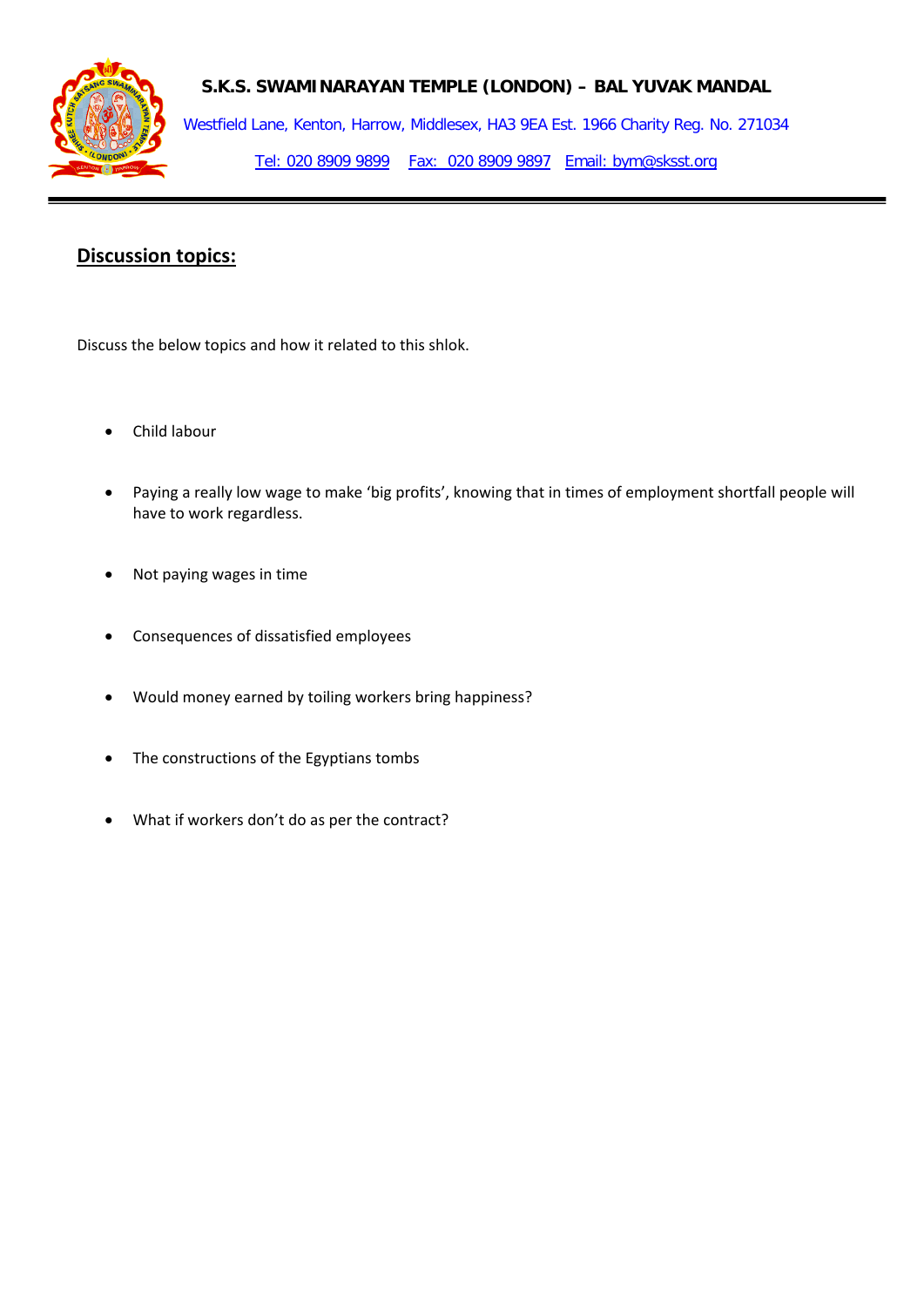**S.K.S. SWAMINARAYAN TEMPLE (LONDON) – BAL YUVAK MANDAL**

Westfield Lane, Kenton, Harrow, Middlesex, HA3 9EA Est. 1966 Charity Reg. No. 271034

Tel: 020 8909 9899 Fax: 020 8909 9897 Email: bym@sksst.org

## Discussion topics:

Discuss the below topics and how it related to this shlok.

- Child labour
- Paying a really low wage to make 'big profits', knowing that in times of employment shortfall people will have to work regardless.
- Not paying wages in time
- Consequences of dissatisfied employees
- Would money earned by toiling workers bring happiness?
- The constructions of the Egyptians tombs
- What if workers don't do as per the contract?